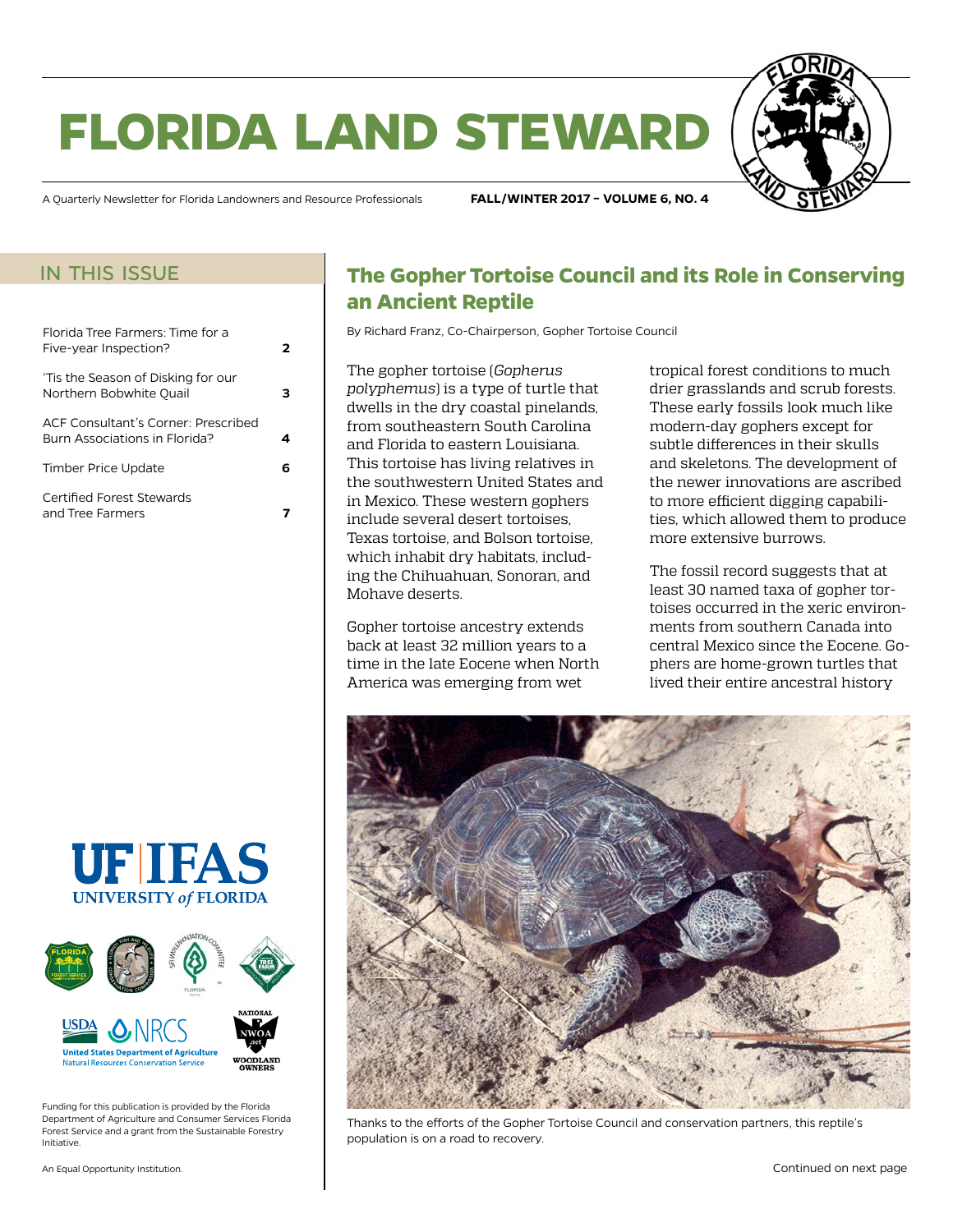# FLORIDA LAND STEWARD

A Quarterly Newsletter for Florida Landowners and Resource Professionals

**FALL/WINTER 2017 – VOLUME 6, NO. 4**

## IN THIS ISSUE

| | |
|---|---|
| Florida Tree Farmers: Time for a Five-year Inspection? | **2** |
| 'Tis the Season of Disking for our Northern Bobwhite Quail | **3** |
| ACF Consultant's Corner: Prescribed Burn Associations in Florida? | **4** |
| Timber Price Update | **6** |
| Certified Forest Stewards and Tree Farmers | **7** |

Funding for this publication is provided by the Florida Department of Agriculture and Consumer Services Florida Forest Service and a grant from the Sustainable Forestry Initiative.

An Equal Opportunity Institution.

## The Gopher Tortoise Council and its Role in Conserving an Ancient Reptile

By Richard Franz, Co-Chairperson, Gopher Tortoise Council

The gopher tortoise (*Gopherus polyphemus*) is a type of turtle that dwells in the dry coastal pinelands, from southeastern South Carolina and Florida to eastern Louisiana. This tortoise has living relatives in the southwestern United States and in Mexico. These western gophers include several desert tortoises, Texas tortoise, and Bolson tortoise, which inhabit dry habitats, including the Chihuahuan, Sonoran, and Mohave deserts.

Gopher tortoise ancestry extends back at least 32 million years to a time in the late Eocene when North America was emerging from wet tropical forest conditions to much drier grasslands and scrub forests. These early fossils look much like modern-day gophers except for subtle differences in their skulls and skeletons. The development of the newer innovations are ascribed to more efficient digging capabilities, which allowed them to produce more extensive burrows.

The fossil record suggests that at least 30 named taxa of gopher tortoises occurred in the xeric environments from southern Canada into central Mexico since the Eocene. Gophers are home-grown turtles that lived their entire ancestral history

Thanks to the efforts of the Gopher Tortoise Council and conservation partners, this reptile's population is on a road to recovery.

Continued on next page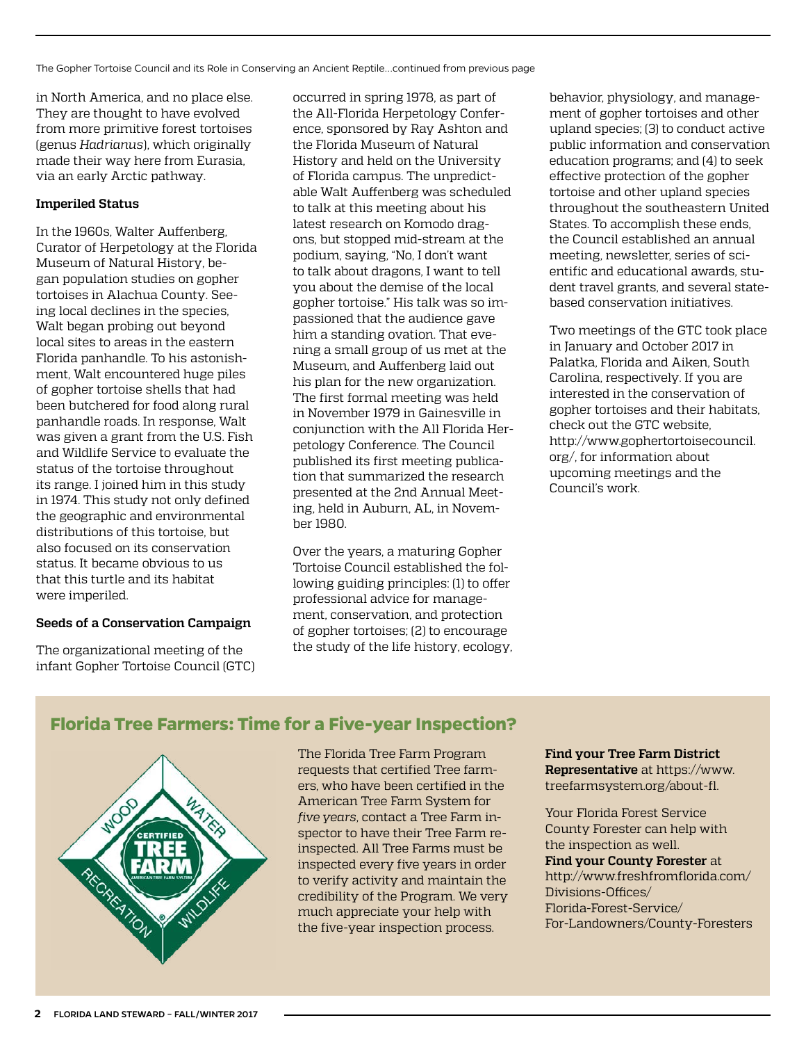The Gopher Tortoise Council and its Role in Conserving an Ancient Reptile...continued from previous page

in North America, and no place else. They are thought to have evolved from more primitive forest tortoises (genus *Hadrianus*), which originally made their way here from Eurasia, via an early Arctic pathway.

**Imperiled Status**

In the 1960s, Walter Auffenberg, Curator of Herpetology at the Florida Museum of Natural History, began population studies on gopher tortoises in Alachua County. Seeing local declines in the species, Walt began probing out beyond local sites to areas in the eastern Florida panhandle. To his astonishment, Walt encountered huge piles of gopher tortoise shells that had been butchered for food along rural panhandle roads. In response, Walt was given a grant from the U.S. Fish and Wildlife Service to evaluate the status of the tortoise throughout its range. I joined him in this study in 1974. This study not only defined the geographic and environmental distributions of this tortoise, but also focused on its conservation status. It became obvious to us that this turtle and its habitat were imperiled.

**Seeds of a Conservation Campaign**

The organizational meeting of the infant Gopher Tortoise Council (GTC) occurred in spring 1978, as part of the All-Florida Herpetology Conference, sponsored by Ray Ashton and the Florida Museum of Natural History and held on the University of Florida campus. The unpredictable Walt Auffenberg was scheduled to talk at this meeting about his latest research on Komodo dragons, but stopped mid-stream at the podium, saying, "No, I don't want to talk about dragons, I want to tell you about the demise of the local gopher tortoise." His talk was so impassioned that the audience gave him a standing ovation. That evening a small group of us met at the Museum, and Auffenberg laid out his plan for the new organization. The first formal meeting was held in November 1979 in Gainesville in conjunction with the All Florida Herpetology Conference. The Council published its first meeting publication that summarized the research presented at the 2nd Annual Meeting, held in Auburn, AL, in November 1980.

Over the years, a maturing Gopher Tortoise Council established the following guiding principles: (1) to offer professional advice for management, conservation, and protection of gopher tortoises; (2) to encourage the study of the life history, ecology, behavior, physiology, and management of gopher tortoises and other upland species; (3) to conduct active public information and conservation education programs; and (4) to seek effective protection of the gopher tortoise and other upland species throughout the southeastern United States. To accomplish these ends, the Council established an annual meeting, newsletter, series of scientific and educational awards, student travel grants, and several state-based conservation initiatives.

Two meetings of the GTC took place in January and October 2017 in Palatka, Florida and Aiken, South Carolina, respectively. If you are interested in the conservation of gopher tortoises and their habitats, check out the GTC website, http://www.gophertortoisecouncil.org/, for information about upcoming meetings and the Council's work.

## Florida Tree Farmers: Time for a Five-year Inspection?

The Florida Tree Farm Program requests that certified Tree farmers, who have been certified in the American Tree Farm System for *five years*, contact a Tree Farm inspector to have their Tree Farm re-inspected. All Tree Farms must be inspected every five years in order to verify activity and maintain the credibility of the Program. We very much appreciate your help with the five-year inspection process.

**Find your Tree Farm District Representative** at https://www.treefarmsystem.org/about-fl.

Your Florida Forest Service County Forester can help with the inspection as well.
**Find your County Forester** at http://www.freshfromflorida.com/Divisions-Offices/Florida-Forest-Service/For-Landowners/County-Foresters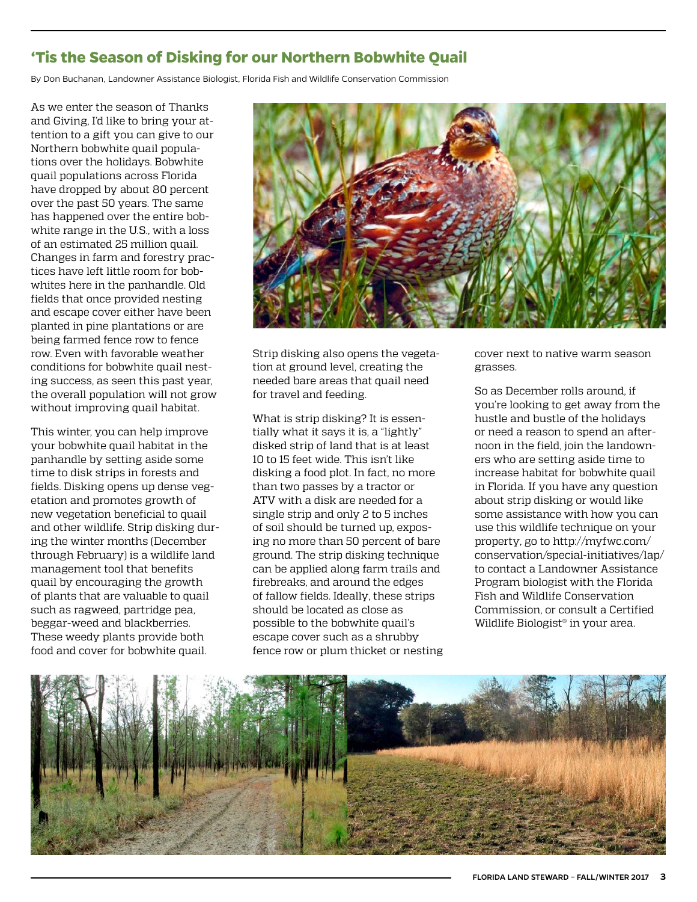## 'Tis the Season of Disking for our Northern Bobwhite Quail

By Don Buchanan, Landowner Assistance Biologist, Florida Fish and Wildlife Conservation Commission

As we enter the season of Thanks and Giving, I'd like to bring your attention to a gift you can give to our Northern bobwhite quail populations over the holidays. Bobwhite quail populations across Florida have dropped by about 80 percent over the past 50 years. The same has happened over the entire bobwhite range in the U.S., with a loss of an estimated 25 million quail. Changes in farm and forestry practices have left little room for bobwhites here in the panhandle. Old fields that once provided nesting and escape cover either have been planted in pine plantations or are being farmed fence row to fence row. Even with favorable weather conditions for bobwhite quail nesting success, as seen this past year, the overall population will not grow without improving quail habitat.

This winter, you can help improve your bobwhite quail habitat in the panhandle by setting aside some time to disk strips in forests and fields. Disking opens up dense vegetation and promotes growth of new vegetation beneficial to quail and other wildlife. Strip disking during the winter months (December through February) is a wildlife land management tool that benefits quail by encouraging the growth of plants that are valuable to quail such as ragweed, partridge pea, beggar-weed and blackberries. These weedy plants provide both food and cover for bobwhite quail.

Strip disking also opens the vegetation at ground level, creating the needed bare areas that quail need for travel and feeding.

What is strip disking? It is essentially what it says it is, a "lightly" disked strip of land that is at least 10 to 15 feet wide. This isn't like disking a food plot. In fact, no more than two passes by a tractor or ATV with a disk are needed for a single strip and only 2 to 5 inches of soil should be turned up, exposing no more than 50 percent of bare ground. The strip disking technique can be applied along farm trails and firebreaks, and around the edges of fallow fields. Ideally, these strips should be located as close as possible to the bobwhite quail's escape cover such as a shrubby fence row or plum thicket or nesting cover next to native warm season grasses.

So as December rolls around, if you're looking to get away from the hustle and bustle of the holidays or need a reason to spend an afternoon in the field, join the landowners who are setting aside time to increase habitat for bobwhite quail in Florida. If you have any question about strip disking or would like some assistance with how you can use this wildlife technique on your property, go to http://myfwc.com/conservation/special-initiatives/lap/ to contact a Landowner Assistance Program biologist with the Florida Fish and Wildlife Conservation Commission, or consult a Certified Wildlife Biologist® in your area.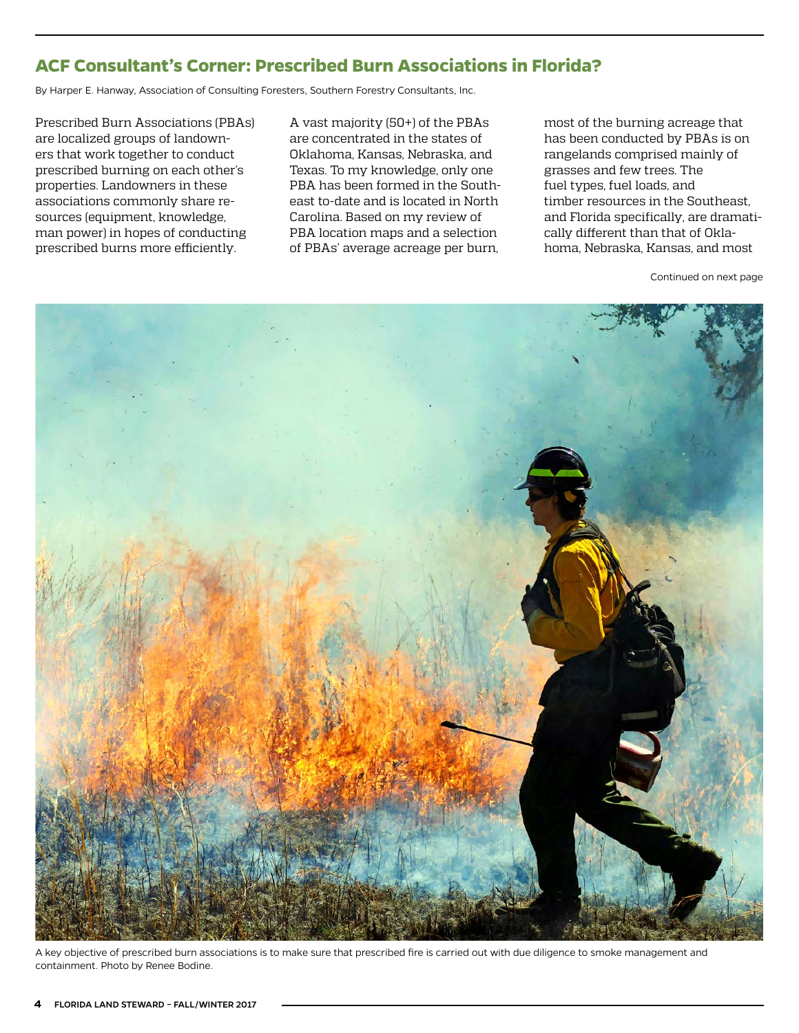## ACF Consultant's Corner: Prescribed Burn Associations in Florida?

By Harper E. Hanway, Association of Consulting Foresters, Southern Forestry Consultants, Inc.

Prescribed Burn Associations (PBAs) are localized groups of landowners that work together to conduct prescribed burning on each other's properties. Landowners in these associations commonly share resources (equipment, knowledge, man power) in hopes of conducting prescribed burns more efficiently.

A vast majority (50+) of the PBAs are concentrated in the states of Oklahoma, Kansas, Nebraska, and Texas. To my knowledge, only one PBA has been formed in the Southeast to-date and is located in North Carolina. Based on my review of PBA location maps and a selection of PBAs' average acreage per burn, most of the burning acreage that has been conducted by PBAs is on rangelands comprised mainly of grasses and few trees. The fuel types, fuel loads, and timber resources in the Southeast, and Florida specifically, are dramatically different than that of Oklahoma, Nebraska, Kansas, and most

Continued on next page

A key objective of prescribed burn associations is to make sure that prescribed fire is carried out with due diligence to smoke management and containment. Photo by Renee Bodine.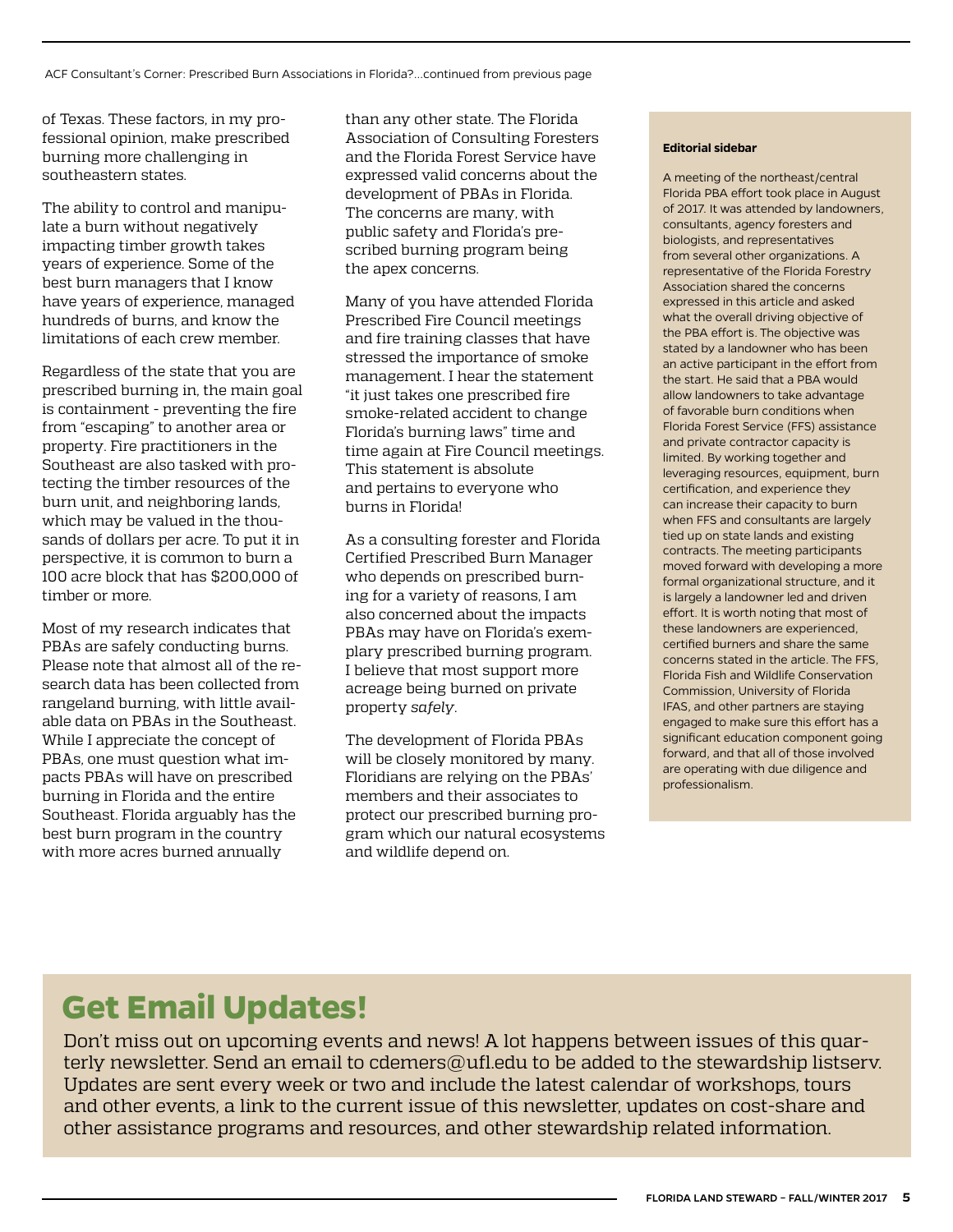ACF Consultant's Corner: Prescribed Burn Associations in Florida?...continued from previous page

of Texas. These factors, in my professional opinion, make prescribed burning more challenging in southeastern states.

The ability to control and manipulate a burn without negatively impacting timber growth takes years of experience. Some of the best burn managers that I know have years of experience, managed hundreds of burns, and know the limitations of each crew member.

Regardless of the state that you are prescribed burning in, the main goal is containment - preventing the fire from "escaping" to another area or property. Fire practitioners in the Southeast are also tasked with protecting the timber resources of the burn unit, and neighboring lands, which may be valued in the thousands of dollars per acre. To put it in perspective, it is common to burn a 100 acre block that has $200,000 of timber or more.

Most of my research indicates that PBAs are safely conducting burns. Please note that almost all of the research data has been collected from rangeland burning, with little available data on PBAs in the Southeast. While I appreciate the concept of PBAs, one must question what impacts PBAs will have on prescribed burning in Florida and the entire Southeast. Florida arguably has the best burn program in the country with more acres burned annually than any other state. The Florida Association of Consulting Foresters and the Florida Forest Service have expressed valid concerns about the development of PBAs in Florida. The concerns are many, with public safety and Florida's prescribed burning program being the apex concerns.

Many of you have attended Florida Prescribed Fire Council meetings and fire training classes that have stressed the importance of smoke management. I hear the statement "it just takes one prescribed fire smoke-related accident to change Florida's burning laws" time and time again at Fire Council meetings. This statement is absolute and pertains to everyone who burns in Florida!

As a consulting forester and Florida Certified Prescribed Burn Manager who depends on prescribed burning for a variety of reasons, I am also concerned about the impacts PBAs may have on Florida's exemplary prescribed burning program. I believe that most support more acreage being burned on private property *safely*.

The development of Florida PBAs will be closely monitored by many. Floridians are relying on the PBAs' members and their associates to protect our prescribed burning program which our natural ecosystems and wildlife depend on.

**Editorial sidebar**

A meeting of the northeast/central Florida PBA effort took place in August of 2017. It was attended by landowners, consultants, agency foresters and biologists, and representatives from several other organizations. A representative of the Florida Forestry Association shared the concerns expressed in this article and asked what the overall driving objective of the PBA effort is. The objective was stated by a landowner who has been an active participant in the effort from the start. He said that a PBA would allow landowners to take advantage of favorable burn conditions when Florida Forest Service (FFS) assistance and private contractor capacity is limited. By working together and leveraging resources, equipment, burn certification, and experience they can increase their capacity to burn when FFS and consultants are largely tied up on state lands and existing contracts. The meeting participants moved forward with developing a more formal organizational structure, and it is largely a landowner led and driven effort. It is worth noting that most of these landowners are experienced, certified burners and share the same concerns stated in the article. The FFS, Florida Fish and Wildlife Conservation Commission, University of Florida IFAS, and other partners are staying engaged to make sure this effort has a significant education component going forward, and that all of those involved are operating with due diligence and professionalism.

# Get Email Updates!

Don't miss out on upcoming events and news! A lot happens between issues of this quarterly newsletter. Send an email to cdemers@ufl.edu to be added to the stewardship listserv. Updates are sent every week or two and include the latest calendar of workshops, tours and other events, a link to the current issue of this newsletter, updates on cost-share and other assistance programs and resources, and other stewardship related information.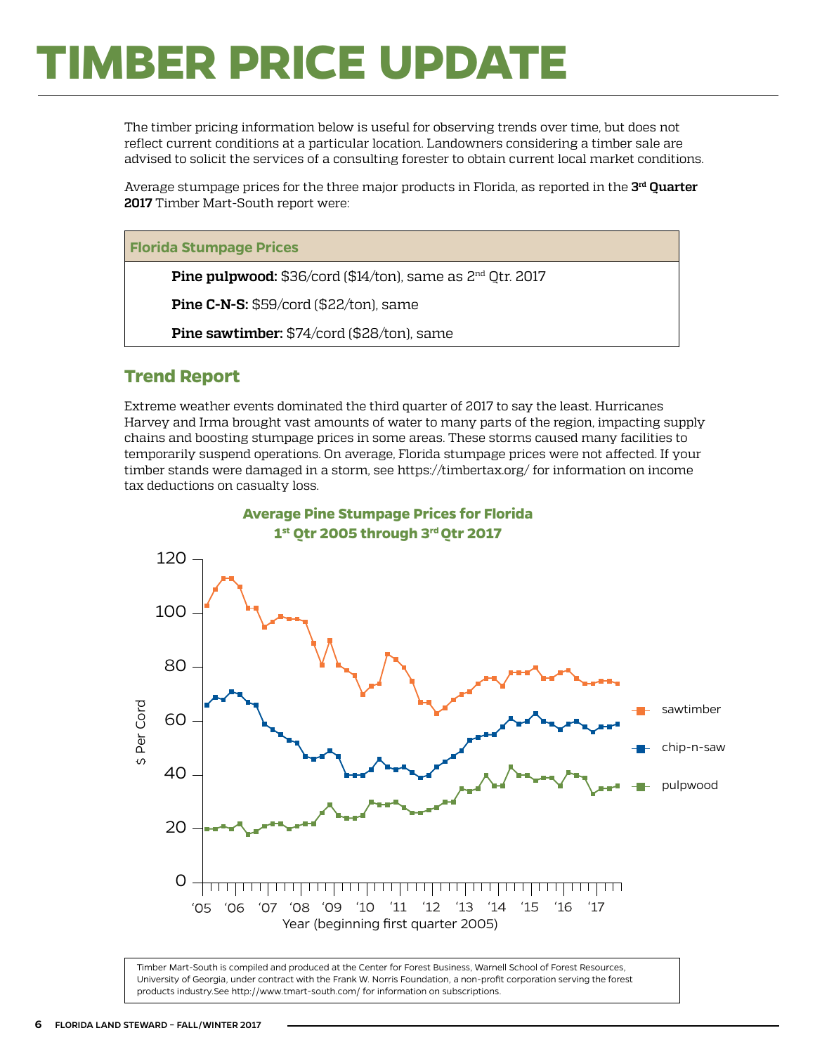# TIMBER PRICE UPDATE

The timber pricing information below is useful for observing trends over time, but does not reflect current conditions at a particular location. Landowners considering a timber sale are advised to solicit the services of a consulting forester to obtain current local market conditions.

Average stumpage prices for the three major products in Florida, as reported in the **3rd Quarter 2017** Timber Mart-South report were:

| Florida Stumpage Prices |
| --- |
| **Pine pulpwood:** $36/cord ($14/ton), same as 2nd Qtr. 2017 |
| **Pine C-N-S:** $59/cord ($22/ton), same |
| **Pine sawtimber:** $74/cord ($28/ton), same |

## Trend Report

Extreme weather events dominated the third quarter of 2017 to say the least. Hurricanes Harvey and Irma brought vast amounts of water to many parts of the region, impacting supply chains and boosting stumpage prices in some areas. These storms caused many facilities to temporarily suspend operations. On average, Florida stumpage prices were not affected. If your timber stands were damaged in a storm, see https://timbertax.org/ for information on income tax deductions on casualty loss.

**Average Pine Stumpage Prices for Florida**
**1st Qtr 2005 through 3rd Qtr 2017**

Timber Mart-South is compiled and produced at the Center for Forest Business, Warnell School of Forest Resources, University of Georgia, under contract with the Frank W. Norris Foundation, a non-profit corporation serving the forest products industry.See http://www.tmart-south.com/ for information on subscriptions.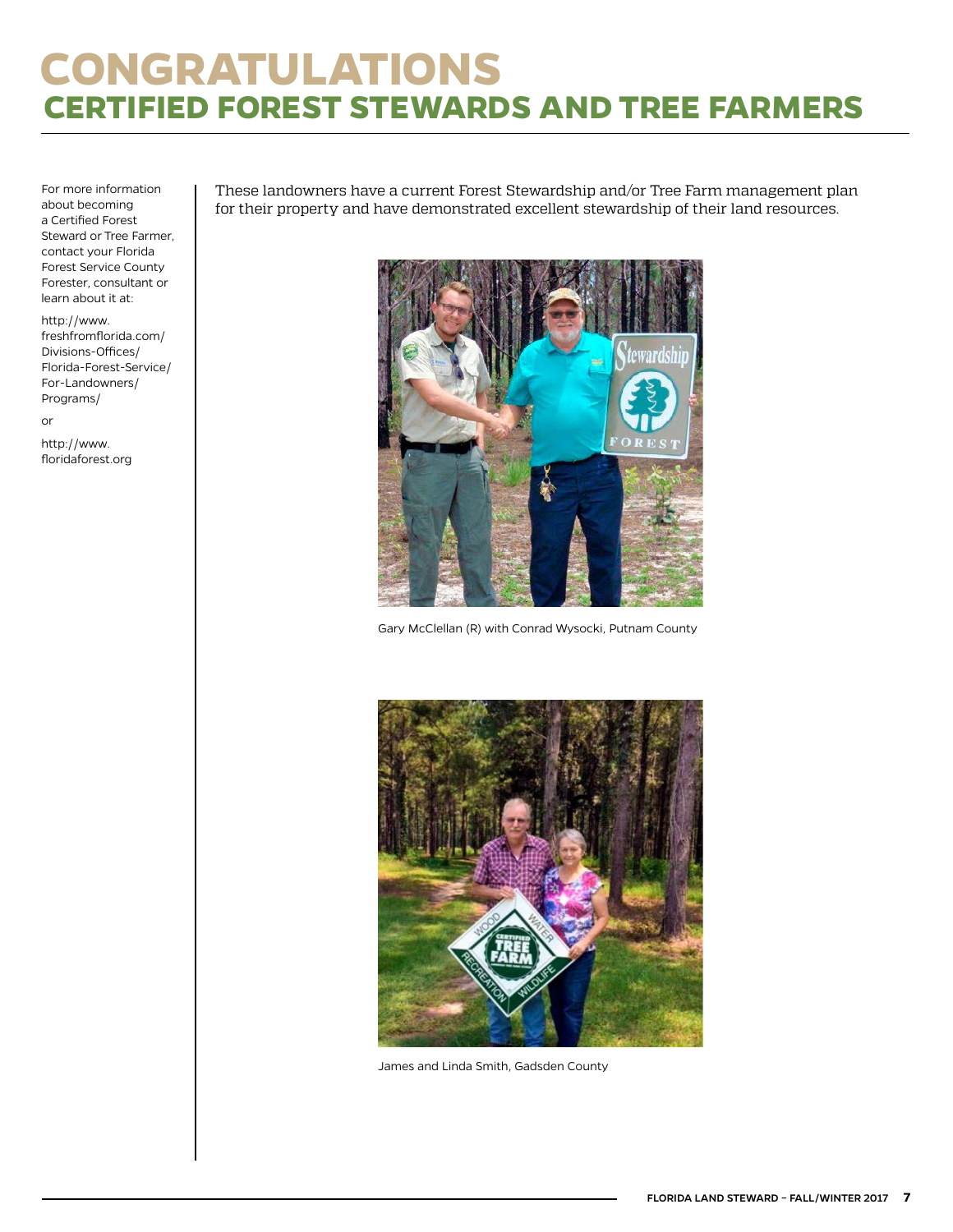# CONGRATULATIONS

## CERTIFIED FOREST STEWARDS AND TREE FARMERS

For more information about becoming a Certified Forest Steward or Tree Farmer, contact your Florida Forest Service County Forester, consultant or learn about it at:

http://www.freshfromflorida.com/Divisions-Offices/Florida-Forest-Service/For-Landowners/Programs/

or

http://www.floridaforest.org

These landowners have a current Forest Stewardship and/or Tree Farm management plan for their property and have demonstrated excellent stewardship of their land resources.

Gary McClellan (R) with Conrad Wysocki, Putnam County

James and Linda Smith, Gadsden County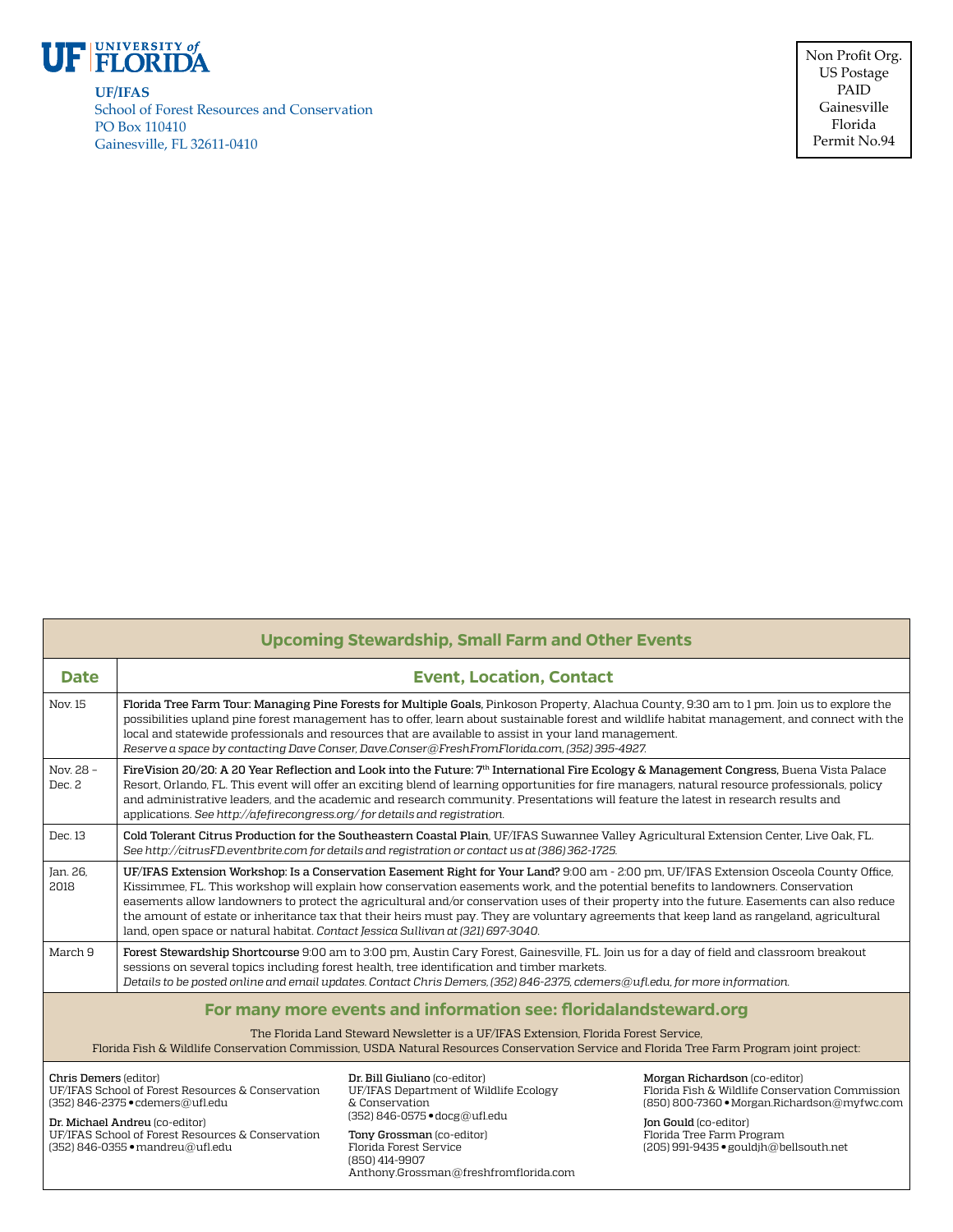UF | UNIVERSITY of FLORIDA

**UF/IFAS**
School of Forest Resources and Conservation
PO Box 110410
Gainesville, FL 32611-0410

Non Profit Org.
US Postage
PAID
Gainesville
Florida
Permit No.94

## Upcoming Stewardship, Small Farm and Other Events

| Date | Event, Location, Contact |
|---|---|
| Nov. 15 | **Florida Tree Farm Tour: Managing Pine Forests for Multiple Goals**, Pinkoson Property, Alachua County, 9:30 am to 1 pm. Join us to explore the possibilities upland pine forest management has to offer, learn about sustainable forest and wildlife habitat management, and connect with the local and statewide professionals and resources that are available to assist in your land management. *Reserve a space by contacting Dave Conser, Dave.Conser@FreshFromFlorida.com, (352) 395-4927.* |
| Nov. 28 – Dec. 2 | **FireVision 20/20: A 20 Year Reflection and Look into the Future: 7th International Fire Ecology & Management Congress**, Buena Vista Palace Resort, Orlando, FL. This event will offer an exciting blend of learning opportunities for fire managers, natural resource professionals, policy and administrative leaders, and the academic and research community. Presentations will feature the latest in research results and applications. *See http://afefirecongress.org/ for details and registration.* |
| Dec. 13 | **Cold Tolerant Citrus Production for the Southeastern Coastal Plain**, UF/IFAS Suwannee Valley Agricultural Extension Center, Live Oak, FL. *See http://citrusFD.eventbrite.com for details and registration or contact us at (386) 362-1725.* |
| Jan. 26, 2018 | **UF/IFAS Extension Workshop: Is a Conservation Easement Right for Your Land?** 9:00 am - 2:00 pm, UF/IFAS Extension Osceola County Office, Kissimmee, FL. This workshop will explain how conservation easements work, and the potential benefits to landowners. Conservation easements allow landowners to protect the agricultural and/or conservation uses of their property into the future. Easements can also reduce the amount of estate or inheritance tax that their heirs must pay. They are voluntary agreements that keep land as rangeland, agricultural land, open space or natural habitat. *Contact Jessica Sullivan at (321) 697-3040.* |
| March 9 | **Forest Stewardship Shortcourse** 9:00 am to 3:00 pm, Austin Cary Forest, Gainesville, FL. Join us for a day of field and classroom breakout sessions on several topics including forest health, tree identification and timber markets. *Details to be posted online and email updates. Contact Chris Demers, (352) 846-2375, cdemers@ufl.edu, for more information.* |

### For many more events and information see: floridalandsteward.org

The Florida Land Steward Newsletter is a UF/IFAS Extension, Florida Forest Service, Florida Fish & Wildlife Conservation Commission, USDA Natural Resources Conservation Service and Florida Tree Farm Program joint project:

**Chris Demers** (editor)
UF/IFAS School of Forest Resources & Conservation
(352) 846-2375 • cdemers@ufl.edu

**Dr. Michael Andreu** (co-editor)
UF/IFAS School of Forest Resources & Conservation
(352) 846-0355 • mandreu@ufl.edu

**Dr. Bill Giuliano** (co-editor)
UF/IFAS Department of Wildlife Ecology & Conservation
(352) 846-0575 • docg@ufl.edu

**Tony Grossman** (co-editor)
Florida Forest Service
(850) 414-9907
Anthony.Grossman@freshfromflorida.com

**Morgan Richardson** (co-editor)
Florida Fish & Wildlife Conservation Commission
(850) 800-7360 • Morgan.Richardson@myfwc.com

**Jon Gould** (co-editor)
Florida Tree Farm Program
(205) 991-9435 • gouldjh@bellsouth.net